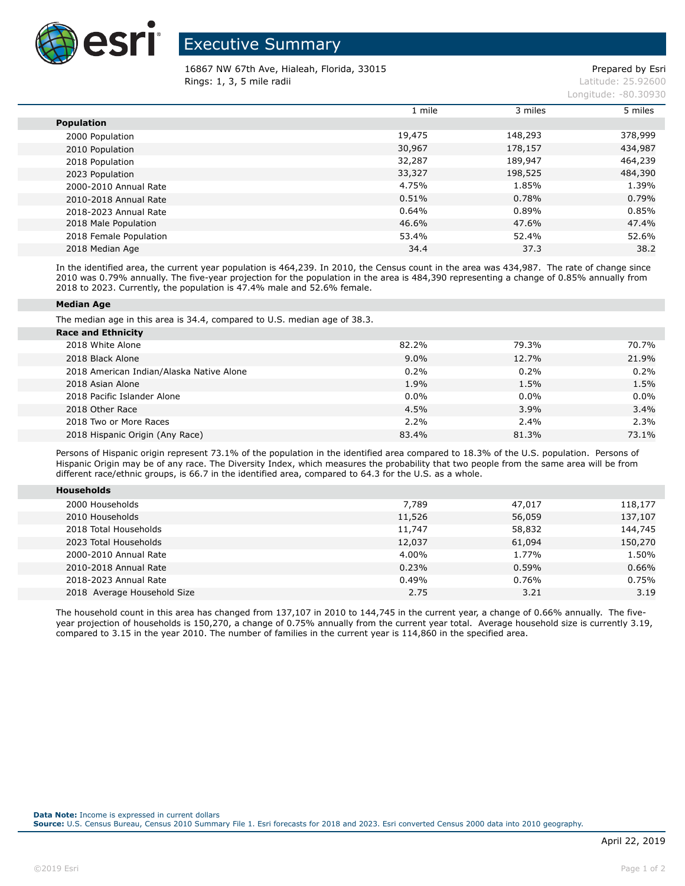# Executive Summary

16867 NW 67th Ave, Hialeah, Florida, 33015
Rings: 1, 3, 5 mile radii

Prepared by Esri
Latitude: 25.92600
Longitude: -80.30930

| | 1 mile | 3 miles | 5 miles |
|---|---|---|---|
| **Population** | | | |
| 2000 Population | 19,475 | 148,293 | 378,999 |
| 2010 Population | 30,967 | 178,157 | 434,987 |
| 2018 Population | 32,287 | 189,947 | 464,239 |
| 2023 Population | 33,327 | 198,525 | 484,390 |
| 2000-2010 Annual Rate | 4.75% | 1.85% | 1.39% |
| 2010-2018 Annual Rate | 0.51% | 0.78% | 0.79% |
| 2018-2023 Annual Rate | 0.64% | 0.89% | 0.85% |
| 2018 Male Population | 46.6% | 47.6% | 47.4% |
| 2018 Female Population | 53.4% | 52.4% | 52.6% |
| 2018 Median Age | 34.4 | 37.3 | 38.2 |

In the identified area, the current year population is 464,239. In 2010, the Census count in the area was 434,987. The rate of change since 2010 was 0.79% annually. The five-year projection for the population in the area is 484,390 representing a change of 0.85% annually from 2018 to 2023. Currently, the population is 47.4% male and 52.6% female.

**Median Age**

The median age in this area is 34.4, compared to U.S. median age of 38.3.

| | 1 mile | 3 miles | 5 miles |
|---|---|---|---|
| **Race and Ethnicity** | | | |
| 2018 White Alone | 82.2% | 79.3% | 70.7% |
| 2018 Black Alone | 9.0% | 12.7% | 21.9% |
| 2018 American Indian/Alaska Native Alone | 0.2% | 0.2% | 0.2% |
| 2018 Asian Alone | 1.9% | 1.5% | 1.5% |
| 2018 Pacific Islander Alone | 0.0% | 0.0% | 0.0% |
| 2018 Other Race | 4.5% | 3.9% | 3.4% |
| 2018 Two or More Races | 2.2% | 2.4% | 2.3% |
| 2018 Hispanic Origin (Any Race) | 83.4% | 81.3% | 73.1% |

Persons of Hispanic origin represent 73.1% of the population in the identified area compared to 18.3% of the U.S. population. Persons of Hispanic Origin may be of any race. The Diversity Index, which measures the probability that two people from the same area will be from different race/ethnic groups, is 66.7 in the identified area, compared to 64.3 for the U.S. as a whole.

| | 1 mile | 3 miles | 5 miles |
|---|---|---|---|
| **Households** | | | |
| 2000 Households | 7,789 | 47,017 | 118,177 |
| 2010 Households | 11,526 | 56,059 | 137,107 |
| 2018 Total Households | 11,747 | 58,832 | 144,745 |
| 2023 Total Households | 12,037 | 61,094 | 150,270 |
| 2000-2010 Annual Rate | 4.00% | 1.77% | 1.50% |
| 2010-2018 Annual Rate | 0.23% | 0.59% | 0.66% |
| 2018-2023 Annual Rate | 0.49% | 0.76% | 0.75% |
| 2018 Average Household Size | 2.75 | 3.21 | 3.19 |

The household count in this area has changed from 137,107 in 2010 to 144,745 in the current year, a change of 0.66% annually. The five-year projection of households is 150,270, a change of 0.75% annually from the current year total. Average household size is currently 3.19, compared to 3.15 in the year 2010. The number of families in the current year is 114,860 in the specified area.

**Data Note:** Income is expressed in current dollars
**Source:** U.S. Census Bureau, Census 2010 Summary File 1. Esri forecasts for 2018 and 2023. Esri converted Census 2000 data into 2010 geography.

April 22, 2019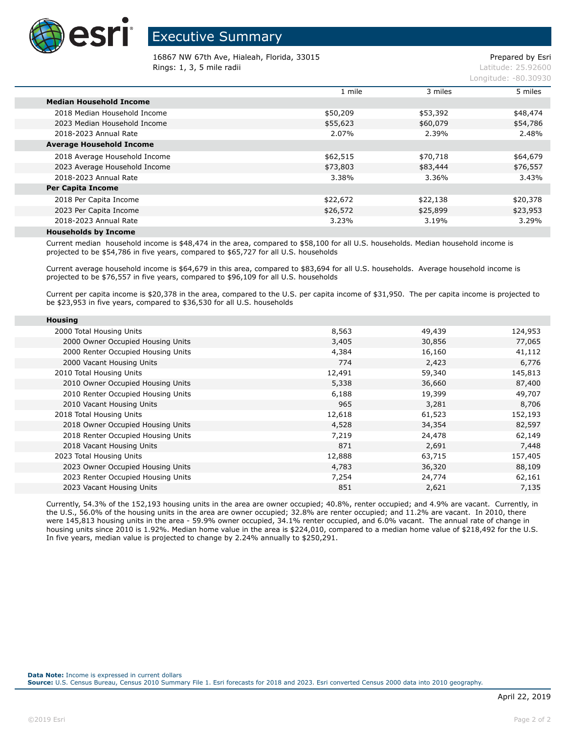# Executive Summary

16867 NW 67th Ave, Hialeah, Florida, 33015
Rings: 1, 3, 5 mile radii

Prepared by Esri
Latitude: 25.92600
Longitude: -80.30930

| | 1 mile | 3 miles | 5 miles |
|---|---|---|---|
| **Median Household Income** | | | |
| 2018 Median Household Income | $50,209 | $53,392 | $48,474 |
| 2023 Median Household Income | $55,623 | $60,079 | $54,786 |
| 2018-2023 Annual Rate | 2.07% | 2.39% | 2.48% |
| **Average Household Income** | | | |
| 2018 Average Household Income | $62,515 | $70,718 | $64,679 |
| 2023 Average Household Income | $73,803 | $83,444 | $76,557 |
| 2018-2023 Annual Rate | 3.38% | 3.36% | 3.43% |
| **Per Capita Income** | | | |
| 2018 Per Capita Income | $22,672 | $22,138 | $20,378 |
| 2023 Per Capita Income | $26,572 | $25,899 | $23,953 |
| 2018-2023 Annual Rate | 3.23% | 3.19% | 3.29% |

**Households by Income**

Current median household income is $48,474 in the area, compared to $58,100 for all U.S. households. Median household income is projected to be $54,786 in five years, compared to $65,727 for all U.S. households

Current average household income is $64,679 in this area, compared to $83,694 for all U.S. households. Average household income is projected to be $76,557 in five years, compared to $96,109 for all U.S. households

Current per capita income is $20,378 in the area, compared to the U.S. per capita income of $31,950. The per capita income is projected to be $23,953 in five years, compared to $36,530 for all U.S. households

| **Housing** | 1 mile | 3 miles | 5 miles |
|---|---|---|---|
| 2000 Total Housing Units | 8,563 | 49,439 | 124,953 |
| 2000 Owner Occupied Housing Units | 3,405 | 30,856 | 77,065 |
| 2000 Renter Occupied Housing Units | 4,384 | 16,160 | 41,112 |
| 2000 Vacant Housing Units | 774 | 2,423 | 6,776 |
| 2010 Total Housing Units | 12,491 | 59,340 | 145,813 |
| 2010 Owner Occupied Housing Units | 5,338 | 36,660 | 87,400 |
| 2010 Renter Occupied Housing Units | 6,188 | 19,399 | 49,707 |
| 2010 Vacant Housing Units | 965 | 3,281 | 8,706 |
| 2018 Total Housing Units | 12,618 | 61,523 | 152,193 |
| 2018 Owner Occupied Housing Units | 4,528 | 34,354 | 82,597 |
| 2018 Renter Occupied Housing Units | 7,219 | 24,478 | 62,149 |
| 2018 Vacant Housing Units | 871 | 2,691 | 7,448 |
| 2023 Total Housing Units | 12,888 | 63,715 | 157,405 |
| 2023 Owner Occupied Housing Units | 4,783 | 36,320 | 88,109 |
| 2023 Renter Occupied Housing Units | 7,254 | 24,774 | 62,161 |
| 2023 Vacant Housing Units | 851 | 2,621 | 7,135 |

Currently, 54.3% of the 152,193 housing units in the area are owner occupied; 40.8%, renter occupied; and 4.9% are vacant. Currently, in the U.S., 56.0% of the housing units in the area are owner occupied; 32.8% are renter occupied; and 11.2% are vacant. In 2010, there were 145,813 housing units in the area - 59.9% owner occupied, 34.1% renter occupied, and 6.0% vacant. The annual rate of change in housing units since 2010 is 1.92%. Median home value in the area is $224,010, compared to a median home value of $218,492 for the U.S. In five years, median value is projected to change by 2.24% annually to $250,291.

**Data Note:** Income is expressed in current dollars
**Source:** U.S. Census Bureau, Census 2010 Summary File 1. Esri forecasts for 2018 and 2023. Esri converted Census 2000 data into 2010 geography.

April 22, 2019

©2019 Esri